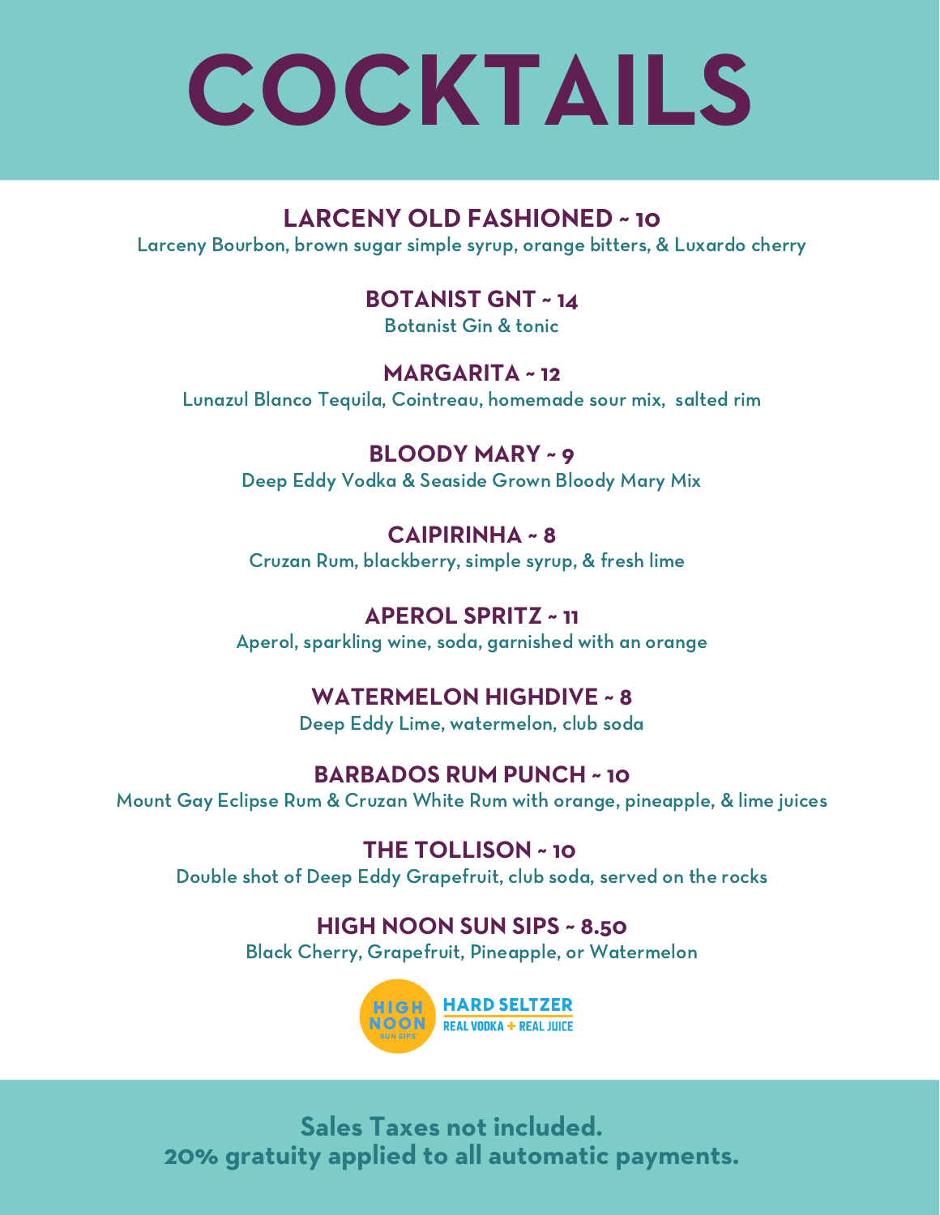# COCKTAILS

### LARCENY OLD FASHIONED ~ 10

Larceny Bourbon, brown sugar simple syrup, orange bitters, & Luxardo cherry

### BOTANIST GNT ~ 14

Botanist Gin & tonic

### MARGARITA ~ 12

Lunazul Blanco Tequila, Cointreau, homemade sour mix, salted rim

### BLOODY MARY ~ 9

Deep Eddy Vodka & Seaside Grown Bloody Mary Mix

### CAIPIRINHA ~ 8

Cruzan Rum, blackberry, simple syrup, & fresh lime

### APEROL SPRITZ ~ 11

Aperol, sparkling wine, soda, garnished with an orange

### WATERMELON HIGHDIVE ~ 8

Deep Eddy Lime, watermelon, club soda

### BARBADOS RUM PUNCH ~ 10

Mount Gay Eclipse Rum & Cruzan White Rum with orange, pineapple, & lime juices

### THE TOLLISON ~ 10

Double shot of Deep Eddy Grapefruit, club soda, served on the rocks

### HIGH NOON SUN SIPS ~ 8.50

Black Cherry, Grapefruit, Pineapple, or Watermelon

HIGH NOON SUN SIPS — HARD SELTZER — REAL VODKA + REAL JUICE

**Sales Taxes not included.**
**20% gratuity applied to all automatic payments.**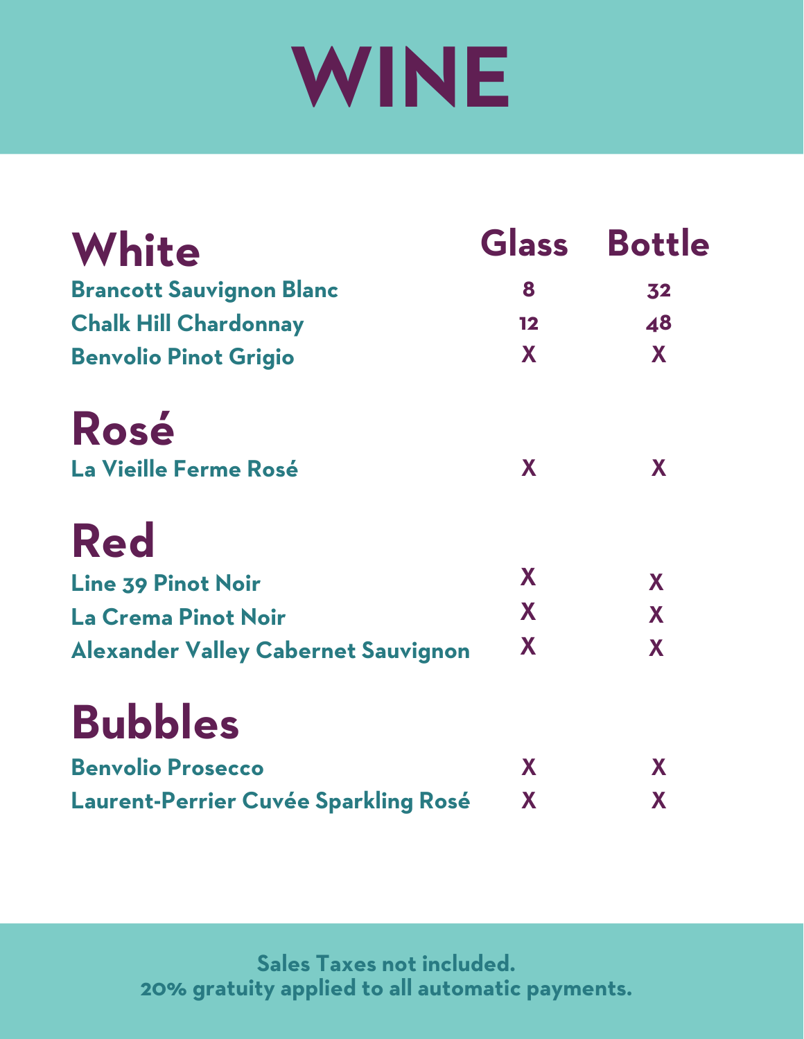# WINE

## White

| White | Glass | Bottle |
| --- | --- | --- |
| Brancott Sauvignon Blanc | 8 | 32 |
| Chalk Hill Chardonnay | 12 | 48 |
| Benvolio Pinot Grigio | X | X |

## Rosé

| Rosé | Glass | Bottle |
| --- | --- | --- |
| La Vieille Ferme Rosé | X | X |

## Red

| Red | Glass | Bottle |
| --- | --- | --- |
| Line 39 Pinot Noir | X | X |
| La Crema Pinot Noir | X | X |
| Alexander Valley Cabernet Sauvignon | X | X |

## Bubbles

| Bubbles | Glass | Bottle |
| --- | --- | --- |
| Benvolio Prosecco | X | X |
| Laurent-Perrier Cuvée Sparkling Rosé | X | X |

**Sales Taxes not included.**
**20% gratuity applied to all automatic payments.**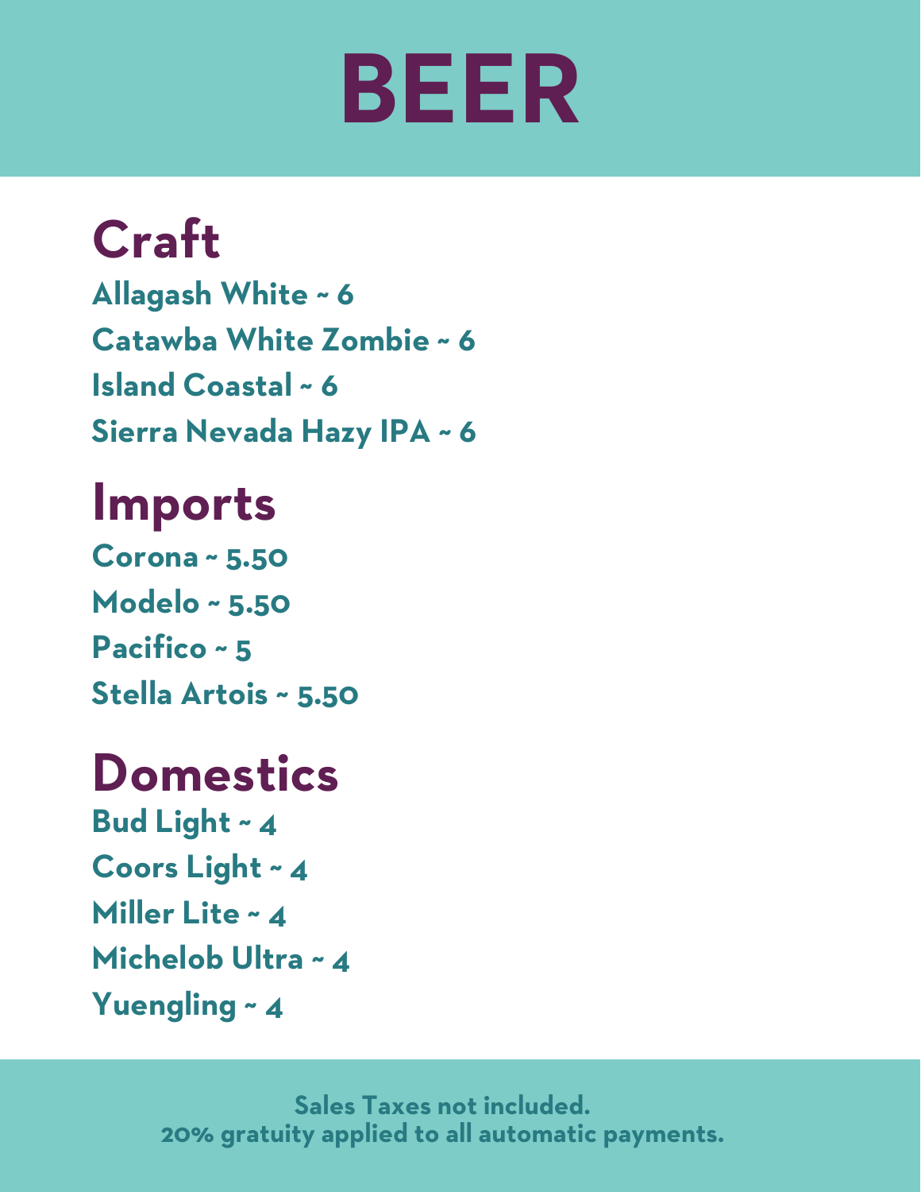# BEER

## Craft

**Allagash White ~ 6**
**Catawba White Zombie ~ 6**
**Island Coastal ~ 6**
**Sierra Nevada Hazy IPA ~ 6**

## Imports

**Corona ~ 5.50**
**Modelo ~ 5.50**
**Pacifico ~ 5**
**Stella Artois ~ 5.50**

## Domestics

**Bud Light ~ 4**
**Coors Light ~ 4**
**Miller Lite ~ 4**
**Michelob Ultra ~ 4**
**Yuengling ~ 4**

**Sales Taxes not included.**
**20% gratuity applied to all automatic payments.**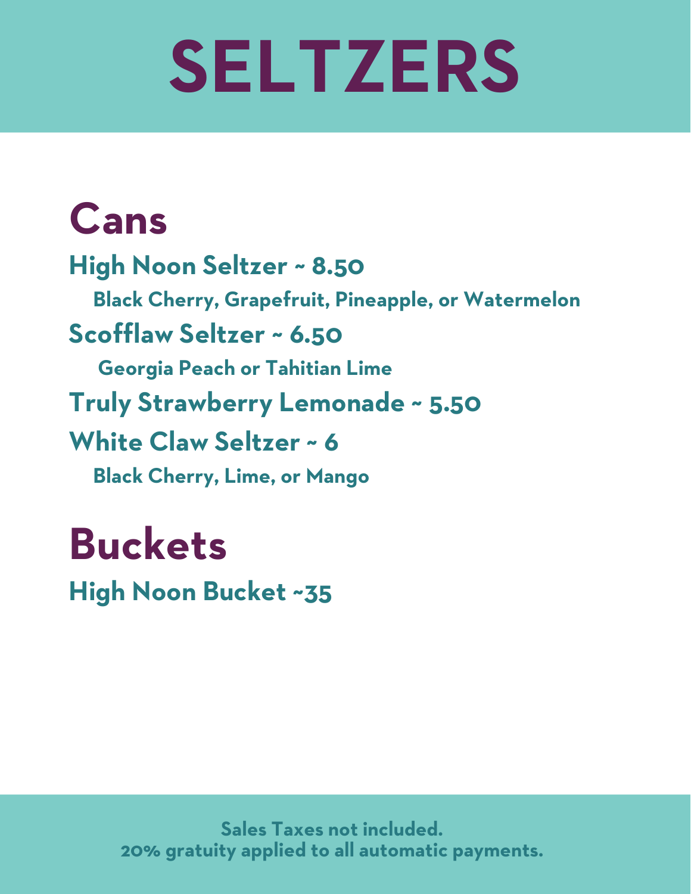# SELTZERS

## Cans

**High Noon Seltzer ~ 8.50**

Black Cherry, Grapefruit, Pineapple, or Watermelon

**Scofflaw Seltzer ~ 6.50**

Georgia Peach or Tahitian Lime

**Truly Strawberry Lemonade ~ 5.50**

**White Claw Seltzer ~ 6**

Black Cherry, Lime, or Mango

## Buckets

**High Noon Bucket ~35**

Sales Taxes not included.
20% gratuity applied to all automatic payments.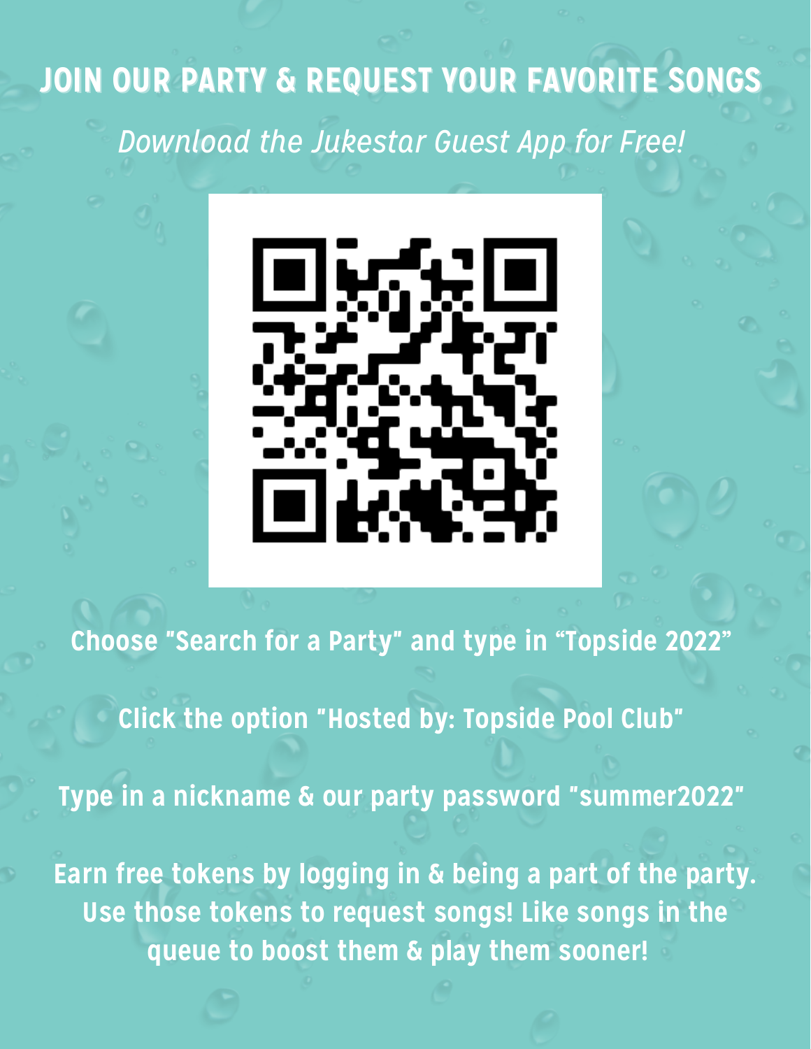# JOIN OUR PARTY & REQUEST YOUR FAVORITE SONGS

*Download the Jukestar Guest App for Free!*

Choose "Search for a Party" and type in “Topside 2022”

Click the option "Hosted by: Topside Pool Club"

Type in a nickname & our party password "summer2022"

Earn free tokens by logging in & being a part of the party. Use those tokens to request songs! Like songs in the queue to boost them & play them sooner!